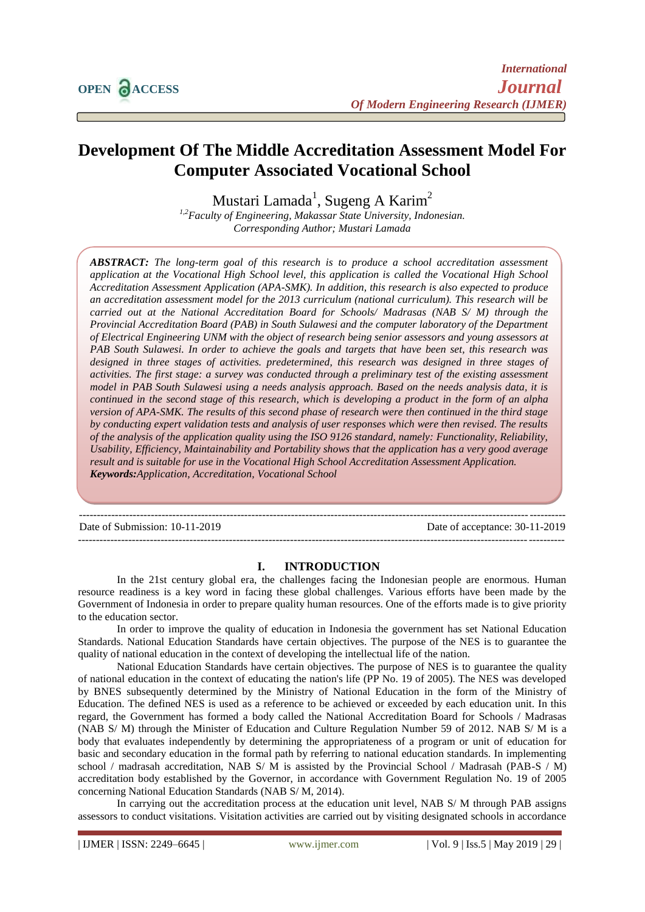# Development Of The Middle Accreditation Assessment Model For Computer Associated Vocational School

Mustari Lamada[1], Sugeng A Karim[2]

[1,2]*Faculty of Engineering, Makassar State University, Indonesian.*
*Corresponding Author; Mustari Lamada*

***ABSTRACT:*** *The long-term goal of this research is to produce a school accreditation assessment application at the Vocational High School level, this application is called the Vocational High School Accreditation Assessment Application (APA-SMK). In addition, this research is also expected to produce an accreditation assessment model for the 2013 curriculum (national curriculum). This research will be carried out at the National Accreditation Board for Schools/ Madrasas (NAB S/ M) through the Provincial Accreditation Board (PAB) in South Sulawesi and the computer laboratory of the Department of Electrical Engineering UNM with the object of research being senior assessors and young assessors at PAB South Sulawesi. In order to achieve the goals and targets that have been set, this research was designed in three stages of activities. predetermined, this research was designed in three stages of activities. The first stage: a survey was conducted through a preliminary test of the existing assessment model in PAB South Sulawesi using a needs analysis approach. Based on the needs analysis data, it is continued in the second stage of this research, which is developing a product in the form of an alpha version of APA-SMK. The results of this second phase of research were then continued in the third stage by conducting expert validation tests and analysis of user responses which were then revised. The results of the analysis of the application quality using the ISO 9126 standard, namely: Functionality, Reliability, Usability, Efficiency, Maintainability and Portability shows that the application has a very good average result and is suitable for use in the Vocational High School Accreditation Assessment Application.*

***Keywords:****Application, Accreditation, Vocational School*

---

Date of Submission: 10-11-2019 Date of acceptance: 30-11-2019

---

## I. INTRODUCTION

In the 21st century global era, the challenges facing the Indonesian people are enormous. Human resource readiness is a key word in facing these global challenges. Various efforts have been made by the Government of Indonesia in order to prepare quality human resources. One of the efforts made is to give priority to the education sector.

In order to improve the quality of education in Indonesia the government has set National Education Standards. National Education Standards have certain objectives. The purpose of the NES is to guarantee the quality of national education in the context of developing the intellectual life of the nation.

National Education Standards have certain objectives. The purpose of NES is to guarantee the quality of national education in the context of educating the nation's life (PP No. 19 of 2005). The NES was developed by BNES subsequently determined by the Ministry of National Education in the form of the Ministry of Education. The defined NES is used as a reference to be achieved or exceeded by each education unit. In this regard, the Government has formed a body called the National Accreditation Board for Schools / Madrasas (NAB S/ M) through the Minister of Education and Culture Regulation Number 59 of 2012. NAB S/ M is a body that evaluates independently by determining the appropriateness of a program or unit of education for basic and secondary education in the formal path by referring to national education standards. In implementing school / madrasah accreditation, NAB S/ M is assisted by the Provincial School / Madrasah (PAB-S / M) accreditation body established by the Governor, in accordance with Government Regulation No. 19 of 2005 concerning National Education Standards (NAB S/ M, 2014).

In carrying out the accreditation process at the education unit level, NAB S/ M through PAB assigns assessors to conduct visitations. Visitation activities are carried out by visiting designated schools in accordance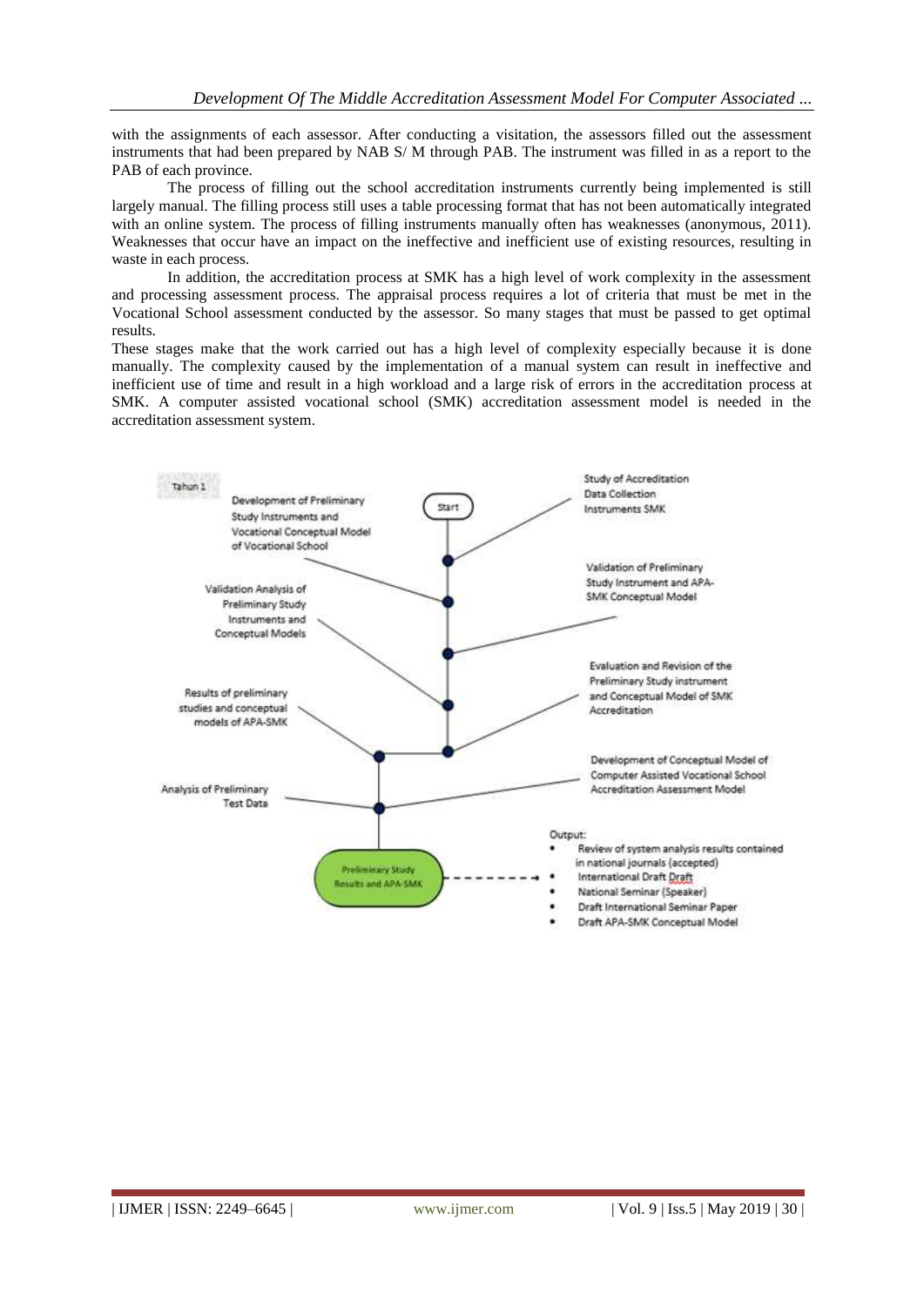with the assignments of each assessor. After conducting a visitation, the assessors filled out the assessment instruments that had been prepared by NAB S/ M through PAB. The instrument was filled in as a report to the PAB of each province.

The process of filling out the school accreditation instruments currently being implemented is still largely manual. The filling process still uses a table processing format that has not been automatically integrated with an online system. The process of filling instruments manually often has weaknesses (anonymous, 2011). Weaknesses that occur have an impact on the ineffective and inefficient use of existing resources, resulting in waste in each process.

In addition, the accreditation process at SMK has a high level of work complexity in the assessment and processing assessment process. The appraisal process requires a lot of criteria that must be met in the Vocational School assessment conducted by the assessor. So many stages that must be passed to get optimal results.

These stages make that the work carried out has a high level of complexity especially because it is done manually. The complexity caused by the implementation of a manual system can result in ineffective and inefficient use of time and result in a high workload and a large risk of errors in the accreditation process at SMK. A computer assisted vocational school (SMK) accreditation assessment model is needed in the accreditation assessment system.

Tahun 1

Start

Study of Accreditation Data Collection Instruments SMK

Development of Preliminary Study Instruments and Vocational Conceptual Model of Vocational School

Validation of Preliminary Study Instrument and APA-SMK Conceptual Model

Validation Analysis of Preliminary Study Instruments and Conceptual Models

Evaluation and Revision of the Preliminary Study instrument and Conceptual Model of SMK Accreditation

Results of preliminary studies and conceptual models of APA-SMK

Development of Conceptual Model of Computer Assisted Vocational School Accreditation Assessment Model

Analysis of Preliminary Test Data

Preliminary Study Results and APA-SMK

Output:
- Review of system analysis results contained in national journals (accepted)
- International Draft Draft
- National Seminar (Speaker)
- Draft International Seminar Paper
- Draft APA-SMK Conceptual Model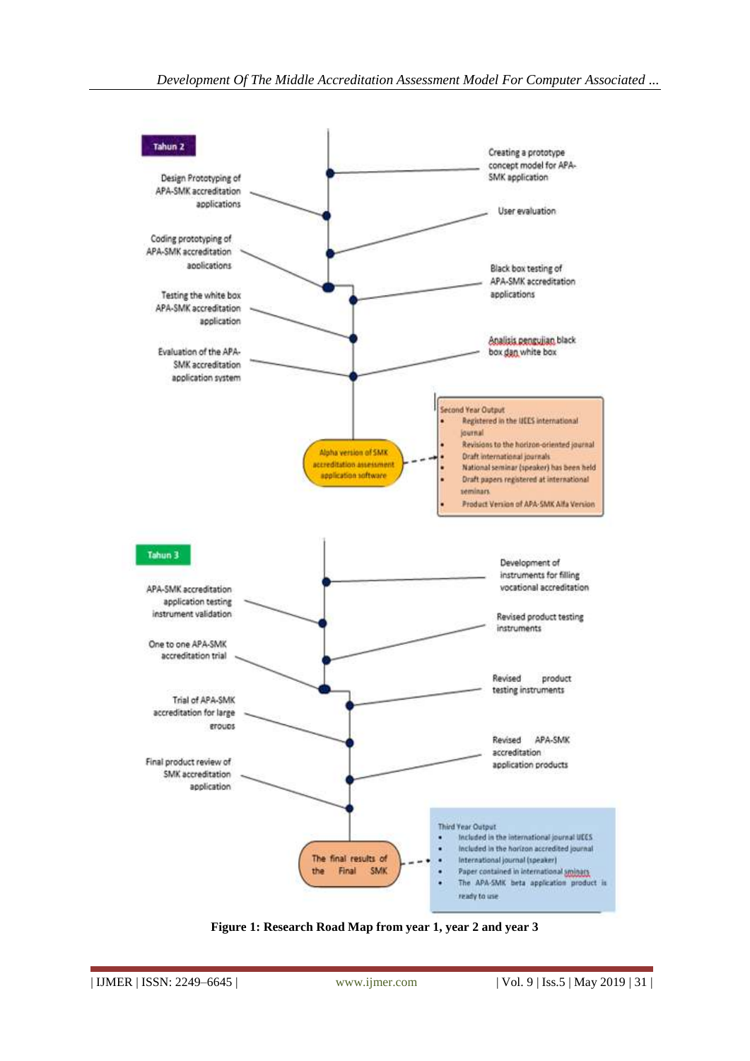Tahun 2

Design Prototyping of APA-SMK accreditation applications

Creating a prototype concept model for APA-SMK application

User evaluation

Coding prototyping of APA-SMK accreditation applications

Black box testing of APA-SMK accreditation applications

Testing the white box APA-SMK accreditation application

Analisis pengujian black box dan white box

Evaluation of the APA-SMK accreditation application system

Alpha version of SMK accreditation assessment application software

Second Year Output

- Registered in the IJEES international journal
- Revisions to the horizon-oriented journal
- Draft international journals
- National seminar (speaker) has been held
- Draft papers registered at international seminars
- Product Version of APA-SMK Alfa Version

Tahun 3

Development of instruments for filling vocational accreditation

APA-SMK accreditation application testing instrument validation

Revised product testing instruments

One to one APA-SMK accreditation trial

Revised product testing instruments

Trial of APA-SMK accreditation for large groups

Revised APA-SMK accreditation application products

Final product review of SMK accreditation application

The final results of the Final SMK

Third Year Output

- Included in the international journal IJEES
- Included in the horizon accredited journal
- International journal (speaker)
- Paper contained in international sminars
- The APA-SMK beta application product is ready to use

**Figure 1: Research Road Map from year 1, year 2 and year 3**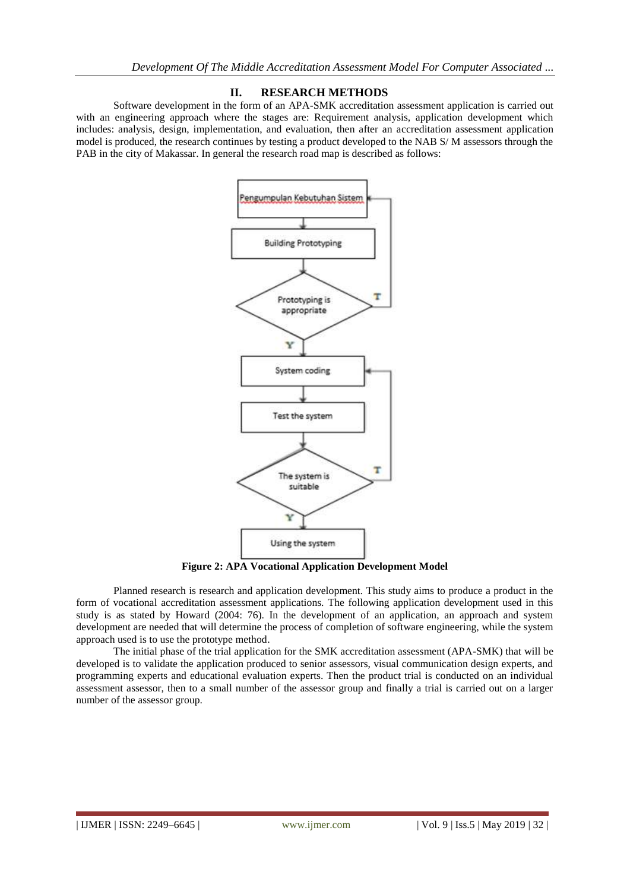## II. RESEARCH METHODS

Software development in the form of an APA-SMK accreditation assessment application is carried out with an engineering approach where the stages are: Requirement analysis, application development which includes: analysis, design, implementation, and evaluation, then after an accreditation assessment application model is produced, the research continues by testing a product developed to the NAB S/ M assessors through the PAB in the city of Makassar. In general the research road map is described as follows:

Pengumpulan Kebutuhan Sistem

Building Prototyping

Prototyping is appropriate

T

Y

System coding

Test the system

The system is suitable

T

Y

Using the system

**Figure 2: APA Vocational Application Development Model**

Planned research is research and application development. This study aims to produce a product in the form of vocational accreditation assessment applications. The following application development used in this study is as stated by Howard (2004: 76). In the development of an application, an approach and system development are needed that will determine the process of completion of software engineering, while the system approach used is to use the prototype method.

The initial phase of the trial application for the SMK accreditation assessment (APA-SMK) that will be developed is to validate the application produced to senior assessors, visual communication design experts, and programming experts and educational evaluation experts. Then the product trial is conducted on an individual assessment assessor, then to a small number of the assessor group and finally a trial is carried out on a larger number of the assessor group.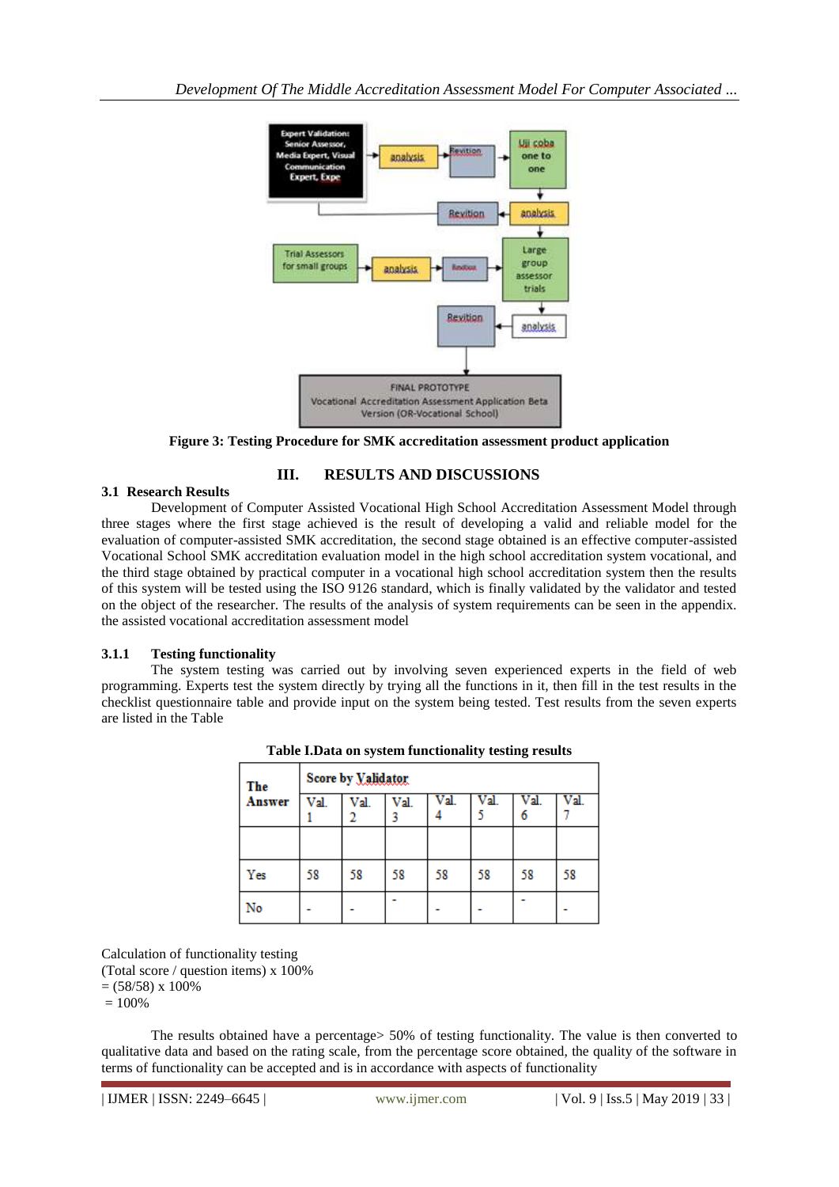Expert Validation: Senior Assessor, Media Expert, Visual Communication Expert, Expe

analysis

Revition

Uji coba one to one

Revition

analysis

Trial Assessors for small groups

analysis

Revition

Large group assessor trials

Revition

analysis

FINAL PROTOTYPE
Vocational Accreditation Assessment Application Beta Version (OR-Vocational School)

**Figure 3: Testing Procedure for SMK accreditation assessment product application**

## III. RESULTS AND DISCUSSIONS

### 3.1 Research Results

Development of Computer Assisted Vocational High School Accreditation Assessment Model through three stages where the first stage achieved is the result of developing a valid and reliable model for the evaluation of computer-assisted SMK accreditation, the second stage obtained is an effective computer-assisted Vocational School SMK accreditation evaluation model in the high school accreditation system vocational, and the third stage obtained by practical computer in a vocational high school accreditation system then the results of this system will be tested using the ISO 9126 standard, which is finally validated by the validator and tested on the object of the researcher. The results of the analysis of system requirements can be seen in the appendix. the assisted vocational accreditation assessment model

#### 3.1.1 Testing functionality

The system testing was carried out by involving seven experienced experts in the field of web programming. Experts test the system directly by trying all the functions in it, then fill in the test results in the checklist questionnaire table and provide input on the system being tested. Test results from the seven experts are listed in the Table

**Table I.Data on system functionality testing results**

| The Answer | Score by Validator | | | | | | |
|---|---|---|---|---|---|---|---|
| | Val. 1 | Val. 2 | Val. 3 | Val. 4 | Val. 5 | Val. 6 | Val. 7 |
| | | | | | | | |
| Yes | 58 | 58 | 58 | 58 | 58 | 58 | 58 |
| No | - | - | - | - | - | - | - |

Calculation of functionality testing
(Total score / question items) x 100%
= (58/58) x 100%
= 100%

The results obtained have a percentage> 50% of testing functionality. The value is then converted to qualitative data and based on the rating scale, from the percentage score obtained, the quality of the software in terms of functionality can be accepted and is in accordance with aspects of functionality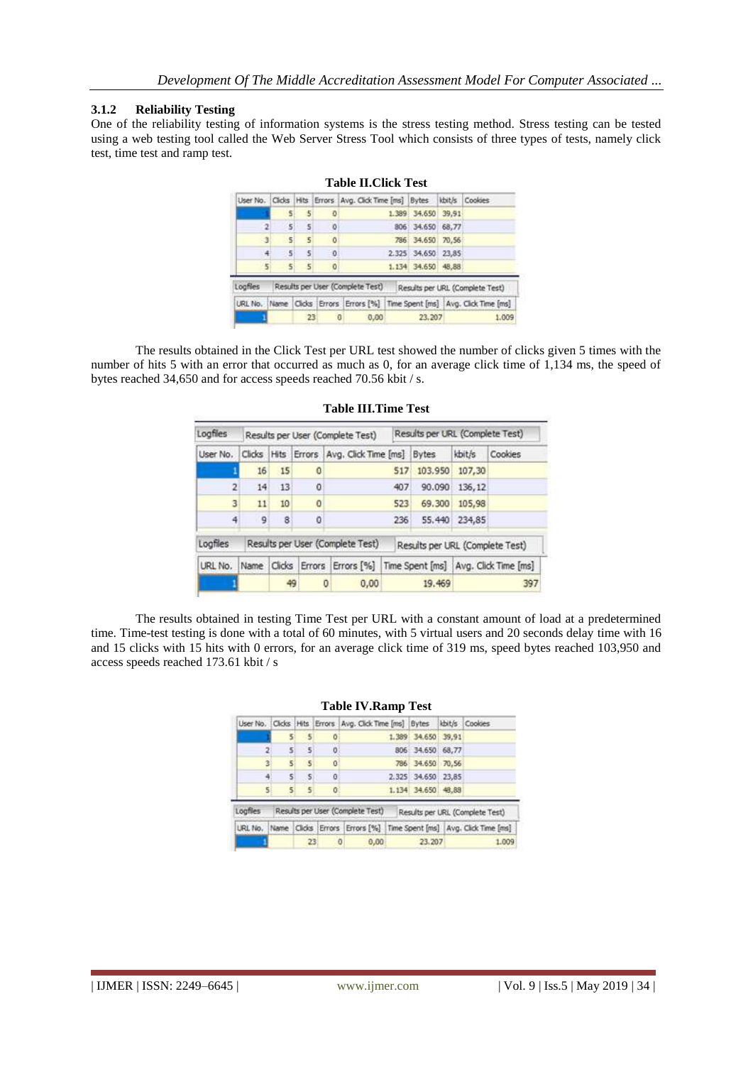### 3.1.2 Reliability Testing

One of the reliability testing of information systems is the stress testing method. Stress testing can be tested using a web testing tool called the Web Server Stress Tool which consists of three types of tests, namely click test, time test and ramp test.

**Table II.Click Test**

| User No. | Clicks | Hits | Errors | Avg. Click Time [ms] | Bytes | kbit/s | Cookies |
|---|---|---|---|---|---|---|---|
| 1 | 5 | 5 | 0 | 1.389 | 34.650 | 39,91 | |
| 2 | 5 | 5 | 0 | 806 | 34.650 | 68,77 | |
| 3 | 5 | 5 | 0 | 786 | 34.650 | 70,56 | |
| 4 | 5 | 5 | 0 | 2.325 | 34.650 | 23,85 | |
| 5 | 5 | 5 | 0 | 1.134 | 34.650 | 48,88 | |

Logfiles | Results per User (Complete Test) | Results per URL (Complete Test)

| URL No. | Name | Clicks | Errors | Errors [%] | Time Spent [ms] | Avg. Click Time [ms] |
|---|---|---|---|---|---|---|
| 1 | | 23 | 0 | 0,00 | 23.207 | 1.009 |

The results obtained in the Click Test per URL test showed the number of clicks given 5 times with the number of hits 5 with an error that occurred as much as 0, for an average click time of 1,134 ms, the speed of bytes reached 34,650 and for access speeds reached 70.56 kbit / s.

**Table III.Time Test**

Logfiles | Results per User (Complete Test) | Results per URL (Complete Test)

| User No. | Clicks | Hits | Errors | Avg. Click Time [ms] | Bytes | kbit/s | Cookies |
|---|---|---|---|---|---|---|---|
| 1 | 16 | 15 | 0 | 517 | 103.950 | 107,30 | |
| 2 | 14 | 13 | 0 | 407 | 90.090 | 136,12 | |
| 3 | 11 | 10 | 0 | 523 | 69.300 | 105,98 | |
| 4 | 9 | 8 | 0 | 236 | 55.440 | 234,85 | |

Logfiles | Results per User (Complete Test) | Results per URL (Complete Test)

| URL No. | Name | Clicks | Errors | Errors [%] | Time Spent [ms] | Avg. Click Time [ms] |
|---|---|---|---|---|---|---|
| 1 | | 49 | 0 | 0,00 | 19.469 | 397 |

The results obtained in testing Time Test per URL with a constant amount of load at a predetermined time. Time-test testing is done with a total of 60 minutes, with 5 virtual users and 20 seconds delay time with 16 and 15 clicks with 15 hits with 0 errors, for an average click time of 319 ms, speed bytes reached 103,950 and access speeds reached 173.61 kbit / s

**Table IV.Ramp Test**

| User No. | Clicks | Hits | Errors | Avg. Click Time [ms] | Bytes | kbit/s | Cookies |
|---|---|---|---|---|---|---|---|
| 1 | 5 | 5 | 0 | 1.389 | 34.650 | 39,91 | |
| 2 | 5 | 5 | 0 | 806 | 34.650 | 68,77 | |
| 3 | 5 | 5 | 0 | 786 | 34.650 | 70,56 | |
| 4 | 5 | 5 | 0 | 2.325 | 34.650 | 23,85 | |
| 5 | 5 | 5 | 0 | 1.134 | 34.650 | 48,88 | |

Logfiles | Results per User (Complete Test) | Results per URL (Complete Test)

| URL No. | Name | Clicks | Errors | Errors [%] | Time Spent [ms] | Avg. Click Time [ms] |
|---|---|---|---|---|---|---|
| 1 | | 23 | 0 | 0,00 | 23.207 | 1.009 |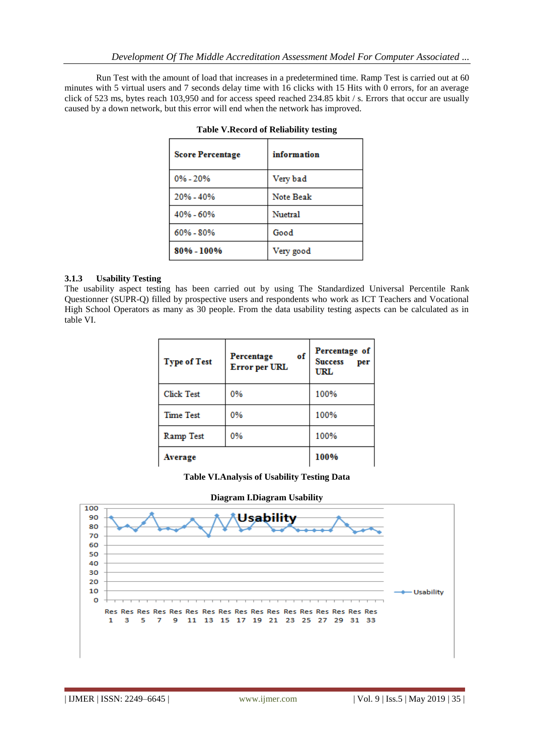Run Test with the amount of load that increases in a predetermined time. Ramp Test is carried out at 60 minutes with 5 virtual users and 7 seconds delay time with 16 clicks with 15 Hits with 0 errors, for an average click of 523 ms, bytes reach 103,950 and for access speed reached 234.85 kbit / s. Errors that occur are usually caused by a down network, but this error will end when the network has improved.

**Table V.Record of Reliability testing**

| Score Percentage | information |
|---|---|
| 0% - 20% | Very bad |
| 20% - 40% | Note Beak |
| 40% - 60% | Nuetral |
| 60% - 80% | Good |
| **80% - 100%** | Very good |

### 3.1.3 Usability Testing

The usability aspect testing has been carried out by using The Standardized Universal Percentile Rank Questionner (SUPR-Q) filled by prospective users and respondents who work as ICT Teachers and Vocational High School Operators as many as 30 people. From the data usability testing aspects can be calculated as in table VI.

| Type of Test | Percentage of Error per URL | Percentage of Success per URL |
|---|---|---|
| Click Test | 0% | 100% |
| Time Test | 0% | 100% |
| Ramp Test | 0% | 100% |
| **Average** | | **100%** |

**Table VI.Analysis of Usability Testing Data**

**Diagram I.Diagram Usability**

Usability

100
90
80
70
60
50
40
30
20
10
0

Res 1 Res 3 Res 5 Res 7 Res 9 Res 11 Res 13 Res 15 Res 17 Res 19 Res 21 Res 23 Res 25 Res 27 Res 29 Res 31 Res 33

Usability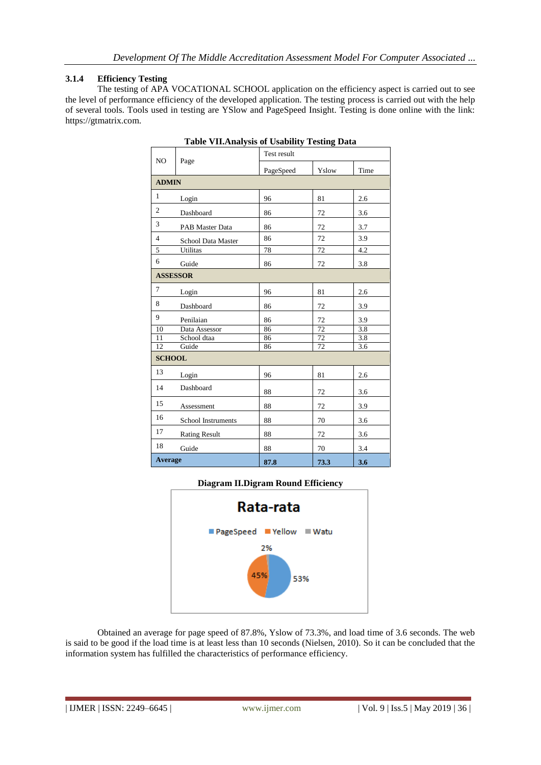### 3.1.4 Efficiency Testing

The testing of APA VOCATIONAL SCHOOL application on the efficiency aspect is carried out to see the level of performance efficiency of the developed application. The testing process is carried out with the help of several tools. Tools used in testing are YSlow and PageSpeed Insight. Testing is done online with the link: https://gtmatrix.com.

**Table VII.Analysis of Usability Testing Data**

| NO | Page | Test result | | |
|---|---|---|---|---|
| | | PageSpeed | Yslow | Time |
| **ADMIN** | | | | |
| 1 | Login | 96 | 81 | 2.6 |
| 2 | Dashboard | 86 | 72 | 3.6 |
| 3 | PAB Master Data | 86 | 72 | 3.7 |
| 4 | School Data Master | 86 | 72 | 3.9 |
| 5 | Utilitas | 78 | 72 | 4.2 |
| 6 | Guide | 86 | 72 | 3.8 |
| **ASSESSOR** | | | | |
| 7 | Login | 96 | 81 | 2.6 |
| 8 | Dashboard | 86 | 72 | 3.9 |
| 9 | Penilaian | 86 | 72 | 3.9 |
| 10 | Data Assessor | 86 | 72 | 3.8 |
| 11 | School dtaa | 86 | 72 | 3.8 |
| 12 | Guide | 86 | 72 | 3.6 |
| **SCHOOL** | | | | |
| 13 | Login | 96 | 81 | 2.6 |
| 14 | Dashboard | 88 | 72 | 3.6 |
| 15 | Assessment | 88 | 72 | 3.9 |
| 16 | School Instruments | 88 | 70 | 3.6 |
| 17 | Rating Result | 88 | 72 | 3.6 |
| 18 | Guide | 88 | 70 | 3.4 |
| **Average** | | **87.8** | **73.3** | **3.6** |

**Diagram II.Digram Round Efficiency**

Rata-rata

PageSpeed Yellow Watu

2%

45%

53%

Obtained an average for page speed of 87.8%, Yslow of 73.3%, and load time of 3.6 seconds. The web is said to be good if the load time is at least less than 10 seconds (Nielsen, 2010). So it can be concluded that the information system has fulfilled the characteristics of performance efficiency.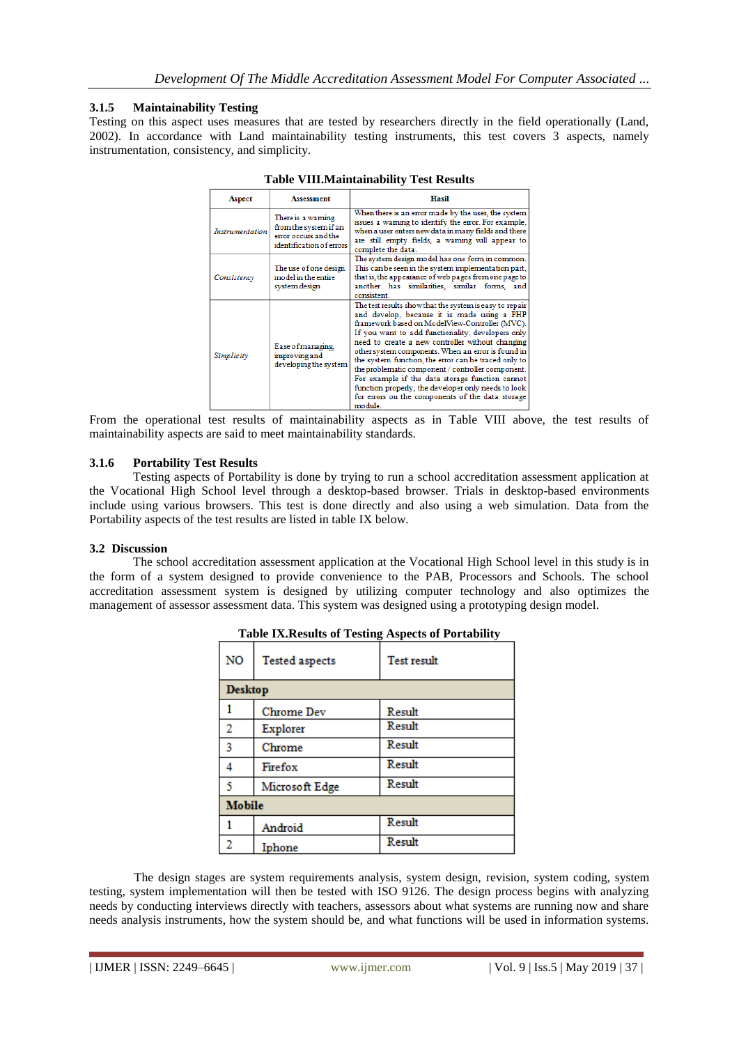### 3.1.5 Maintainability Testing

Testing on this aspect uses measures that are tested by researchers directly in the field operationally (Land, 2002). In accordance with Land maintainability testing instruments, this test covers 3 aspects, namely instrumentation, consistency, and simplicity.

**Table VIII.Maintainability Test Results**

| Aspect | Assessment | Hasil |
|---|---|---|
| *Instrumentation* | There is a warning from the system if an error occurs and the identification of errors | When there is an error made by the user, the system issues a warning to identify the error. For example, when a user enters new data in many fields and there are still empty fields, a warning will appear to complete the data. |
| *Consistency* | The use of one design model in the entire system design | The system design model has one form in common. This can be seen in the system implementation part, that is, the appearance of web pages from one page to another has similarities, similar forms, and consistent. |
| *Simplicity* | Ease of managing, improving and developing the system | The test results show that the system is easy to repair and develop, because it is made using a PHP framework based on ModelView-Controller (MVC). If you want to add functionality, developers only need to create a new controller without changing other system components. When an error is found in the system function, the error can be traced only to the problematic component / controller component. For example if the data storage function cannot function properly, the developer only needs to look for errors on the components of the data storage module. |

From the operational test results of maintainability aspects as in Table VIII above, the test results of maintainability aspects are said to meet maintainability standards.

### 3.1.6 Portability Test Results

Testing aspects of Portability is done by trying to run a school accreditation assessment application at the Vocational High School level through a desktop-based browser. Trials in desktop-based environments include using various browsers. This test is done directly and also using a web simulation. Data from the Portability aspects of the test results are listed in table IX below.

### 3.2 Discussion

The school accreditation assessment application at the Vocational High School level in this study is in the form of a system designed to provide convenience to the PAB, Processors and Schools. The school accreditation assessment system is designed by utilizing computer technology and also optimizes the management of assessor assessment data. This system was designed using a prototyping design model.

**Table IX.Results of Testing Aspects of Portability**

| NO | Tested aspects | Test result |
|---|---|---|
| **Desktop** | | |
| 1 | Chrome Dev | Result |
| 2 | Explorer | Result |
| 3 | Chrome | Result |
| 4 | Firefox | Result |
| 5 | Microsoft Edge | Result |
| **Mobile** | | |
| 1 | Android | Result |
| 2 | Iphone | Result |

The design stages are system requirements analysis, system design, revision, system coding, system testing, system implementation will then be tested with ISO 9126. The design process begins with analyzing needs by conducting interviews directly with teachers, assessors about what systems are running now and share needs analysis instruments, how the system should be, and what functions will be used in information systems.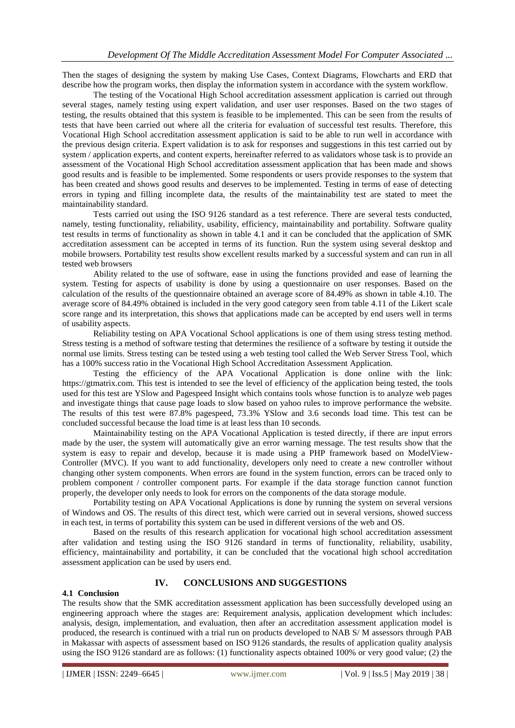Then the stages of designing the system by making Use Cases, Context Diagrams, Flowcharts and ERD that describe how the program works, then display the information system in accordance with the system workflow.

The testing of the Vocational High School accreditation assessment application is carried out through several stages, namely testing using expert validation, and user user responses. Based on the two stages of testing, the results obtained that this system is feasible to be implemented. This can be seen from the results of tests that have been carried out where all the criteria for evaluation of successful test results. Therefore, this Vocational High School accreditation assessment application is said to be able to run well in accordance with the previous design criteria. Expert validation is to ask for responses and suggestions in this test carried out by system / application experts, and content experts, hereinafter referred to as validators whose task is to provide an assessment of the Vocational High School accreditation assessment application that has been made and shows good results and is feasible to be implemented. Some respondents or users provide responses to the system that has been created and shows good results and deserves to be implemented. Testing in terms of ease of detecting errors in typing and filling incomplete data, the results of the maintainability test are stated to meet the maintainability standard.

Tests carried out using the ISO 9126 standard as a test reference. There are several tests conducted, namely, testing functionality, reliability, usability, efficiency, maintainability and portability. Software quality test results in terms of functionality as shown in table 4.1 and it can be concluded that the application of SMK accreditation assessment can be accepted in terms of its function. Run the system using several desktop and mobile browsers. Portability test results show excellent results marked by a successful system and can run in all tested web browsers

Ability related to the use of software, ease in using the functions provided and ease of learning the system. Testing for aspects of usability is done by using a questionnaire on user responses. Based on the calculation of the results of the questionnaire obtained an average score of 84.49% as shown in table 4.10. The average score of 84.49% obtained is included in the very good category seen from table 4.11 of the Likert scale score range and its interpretation, this shows that applications made can be accepted by end users well in terms of usability aspects.

Reliability testing on APA Vocational School applications is one of them using stress testing method. Stress testing is a method of software testing that determines the resilience of a software by testing it outside the normal use limits. Stress testing can be tested using a web testing tool called the Web Server Stress Tool, which has a 100% success ratio in the Vocational High School Accreditation Assessment Application.

Testing the efficiency of the APA Vocational Application is done online with the link: https://gtmatrix.com. This test is intended to see the level of efficiency of the application being tested, the tools used for this test are YSlow and Pagespeed Insight which contains tools whose function is to analyze web pages and investigate things that cause page loads to slow based on yahoo rules to improve performance the website. The results of this test were 87.8% pagespeed, 73.3% YSlow and 3.6 seconds load time. This test can be concluded successful because the load time is at least less than 10 seconds.

Maintainability testing on the APA Vocational Application is tested directly, if there are input errors made by the user, the system will automatically give an error warning message. The test results show that the system is easy to repair and develop, because it is made using a PHP framework based on ModelView-Controller (MVC). If you want to add functionality, developers only need to create a new controller without changing other system components. When errors are found in the system function, errors can be traced only to problem component / controller component parts. For example if the data storage function cannot function properly, the developer only needs to look for errors on the components of the data storage module.

Portability testing on APA Vocational Applications is done by running the system on several versions of Windows and OS. The results of this direct test, which were carried out in several versions, showed success in each test, in terms of portability this system can be used in different versions of the web and OS.

Based on the results of this research application for vocational high school accreditation assessment after validation and testing using the ISO 9126 standard in terms of functionality, reliability, usability, efficiency, maintainability and portability, it can be concluded that the vocational high school accreditation assessment application can be used by users end.

## IV. CONCLUSIONS AND SUGGESTIONS

### 4.1 Conclusion

The results show that the SMK accreditation assessment application has been successfully developed using an engineering approach where the stages are: Requirement analysis, application development which includes: analysis, design, implementation, and evaluation, then after an accreditation assessment application model is produced, the research is continued with a trial run on products developed to NAB S/ M assessors through PAB in Makassar with aspects of assessment based on ISO 9126 standards, the results of application quality analysis using the ISO 9126 standard are as follows: (1) functionality aspects obtained 100% or very good value; (2) the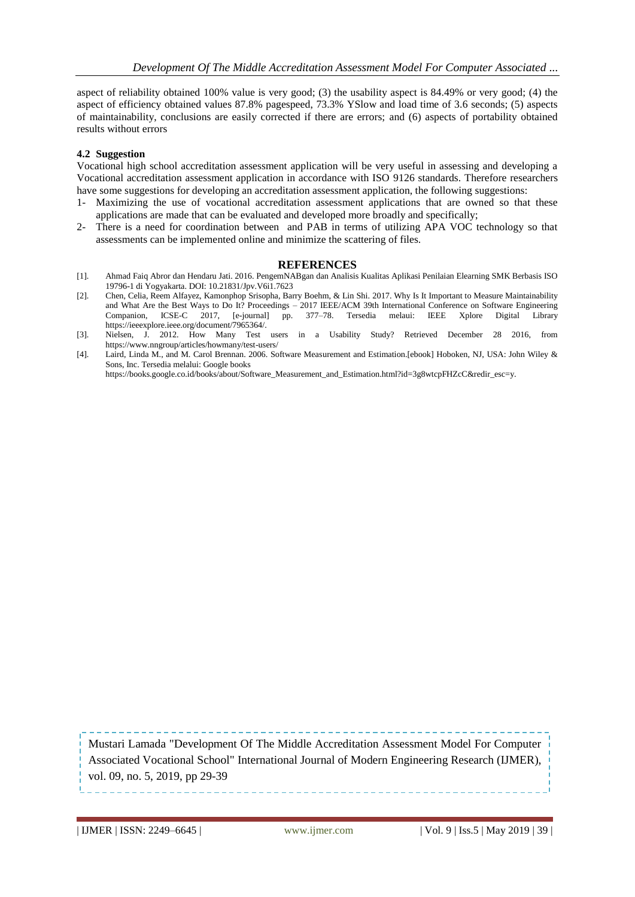aspect of reliability obtained 100% value is very good; (3) the usability aspect is 84.49% or very good; (4) the aspect of efficiency obtained values 87.8% pagespeed, 73.3% YSlow and load time of 3.6 seconds; (5) aspects of maintainability, conclusions are easily corrected if there are errors; and (6) aspects of portability obtained results without errors

### 4.2 Suggestion

Vocational high school accreditation assessment application will be very useful in assessing and developing a Vocational accreditation assessment application in accordance with ISO 9126 standards. Therefore researchers have some suggestions for developing an accreditation assessment application, the following suggestions:

1- Maximizing the use of vocational accreditation assessment applications that are owned so that these applications are made that can be evaluated and developed more broadly and specifically;
2- There is a need for coordination between  and PAB in terms of utilizing APA VOC technology so that assessments can be implemented online and minimize the scattering of files.

## REFERENCES

[1]. Ahmad Faiq Abror dan Hendaru Jati. 2016. PengemNABgan dan Analisis Kualitas Aplikasi Penilaian Elearning SMK Berbasis ISO 19796-1 di Yogyakarta. DOI: 10.21831/Jpv.V6i1.7623

[2]. Chen, Celia, Reem Alfayez, Kamonphop Srisopha, Barry Boehm, & Lin Shi. 2017. Why Is It Important to Measure Maintainability and What Are the Best Ways to Do It? Proceedings – 2017 IEEE/ACM 39th International Conference on Software Engineering Companion, ICSE-C 2017, [e-journal] pp. 377–78. Tersedia melaui: IEEE Xplore Digital Library https://ieeexplore.ieee.org/document/7965364/.

[3]. Nielsen, J. 2012. How Many Test users in a Usability Study? Retrieved December 28 2016, from https://www.nngroup/articles/howmany/test-users/

[4]. Laird, Linda M., and M. Carol Brennan. 2006. Software Measurement and Estimation.[ebook] Hoboken, NJ, USA: John Wiley & Sons, Inc. Tersedia melalui: Google books https://books.google.co.id/books/about/Software_Measurement_and_Estimation.html?id=3g8wtcpFHZcC&redir_esc=y.

Mustari Lamada "Development Of The Middle Accreditation Assessment Model For Computer Associated Vocational School" International Journal of Modern Engineering Research (IJMER), vol. 09, no. 5, 2019, pp 29-39